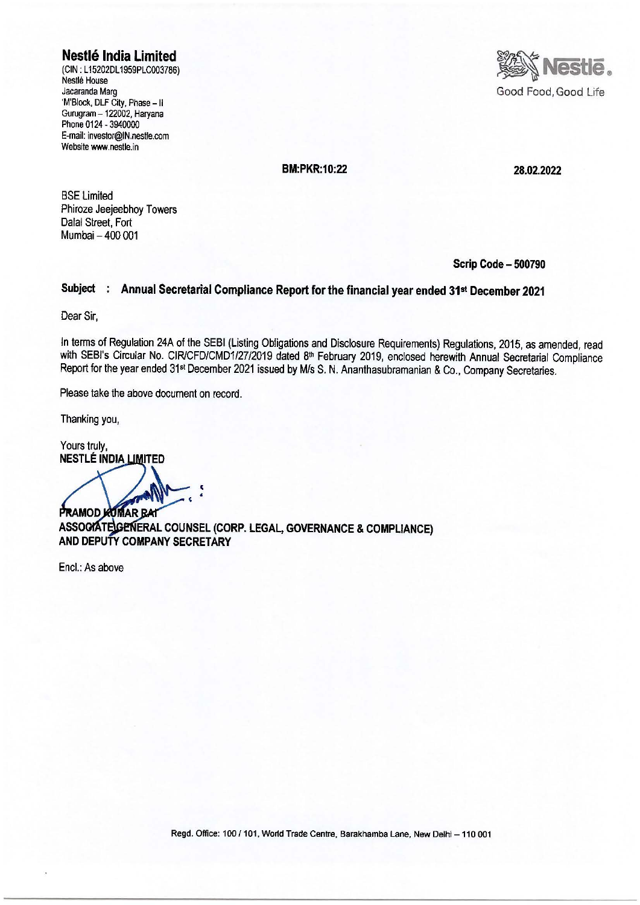**Nestlé India Limited**
(CIN : L15202DL1959PLC003786)
Nestlé House
Jacaranda Marg
'M'Block, DLF City, Phase – II
Gurugram – 122002, Haryana
Phone 0124 - 3940000
E-mail: investor@IN.nestle.com
Website www.nestle.in

Nestlé.
Good Food, Good Life

**BM:PKR:10:22** **28.02.2022**

BSE Limited
Phiroze Jeejeebhoy Towers
Dalal Street, Fort
Mumbai – 400 001

**Scrip Code – 500790**

**Subject : Annual Secretarial Compliance Report for the financial year ended 31st December 2021**

Dear Sir,

In terms of Regulation 24A of the SEBI (Listing Obligations and Disclosure Requirements) Regulations, 2015, as amended, read with SEBI's Circular No. CIR/CFD/CMD1/27/2019 dated 8th February 2019, enclosed herewith Annual Secretarial Compliance Report for the year ended 31st December 2021 issued by M/s S. N. Ananthasubramanian & Co., Company Secretaries.

Please take the above document on record.

Thanking you,

Yours truly,
**NESTLÉ INDIA LIMITED**

**PRAMOD KUMAR RAI**
**ASSOCIATE GENERAL COUNSEL (CORP. LEGAL, GOVERNANCE & COMPLIANCE) AND DEPUTY COMPANY SECRETARY**

Encl.: As above

Regd. Office: 100 / 101, World Trade Centre, Barakhamba Lane, New Delhi – 110 001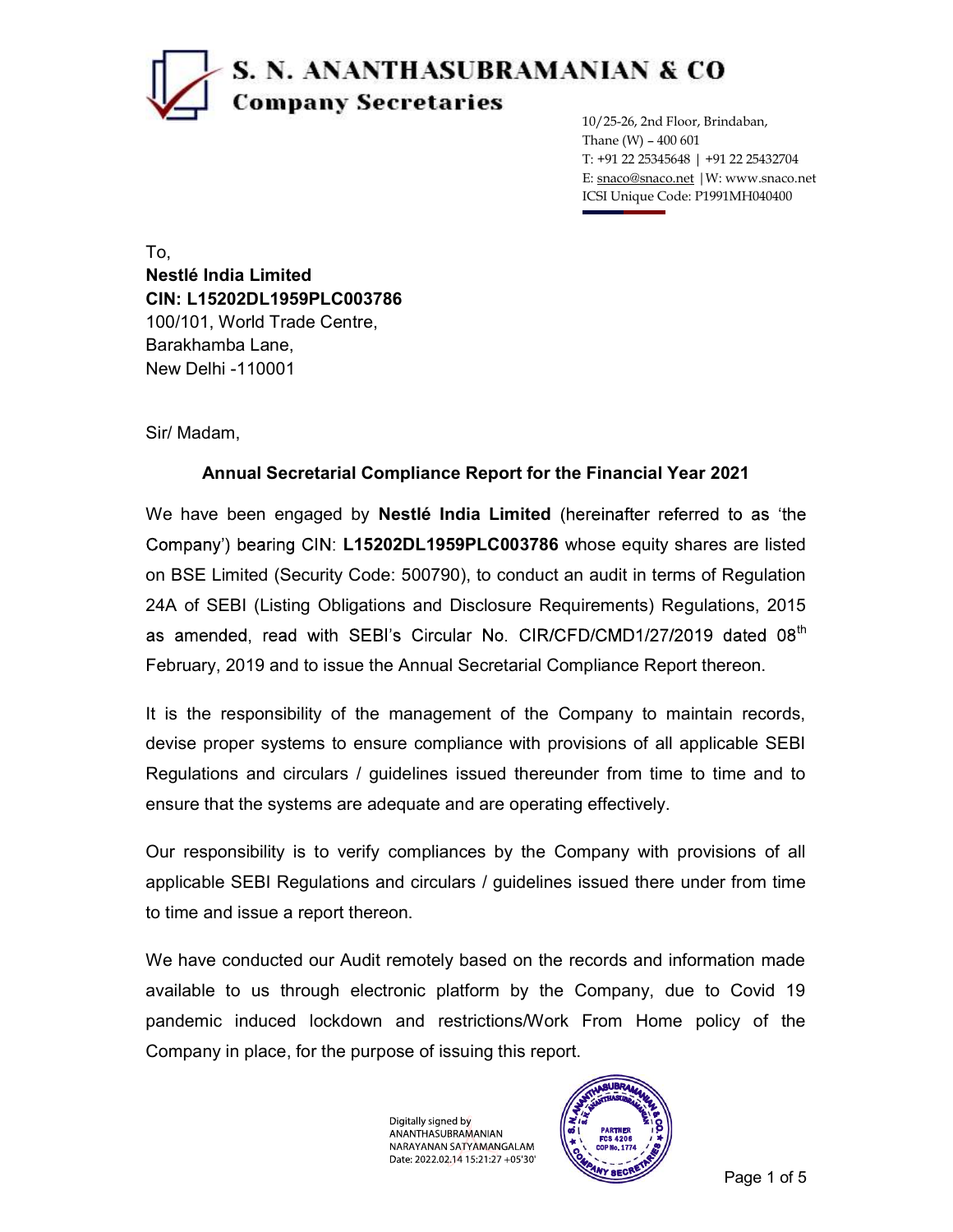# S. N. ANANTHASUBRAMANIAN & CO
## Company Secretaries

10/25-26, 2nd Floor, Brindaban,
Thane (W) – 400 601
T: +91 22 25345648 | +91 22 25432704
E: snaco@snaco.net | W: www.snaco.net
ICSI Unique Code: P1991MH040400

To,
**Nestlé India Limited**
**CIN: L15202DL1959PLC003786**
100/101, World Trade Centre,
Barakhamba Lane,
New Delhi -110001

Sir/ Madam,

**Annual Secretarial Compliance Report for the Financial Year 2021**

We have been engaged by **Nestlé India Limited** (hereinafter referred to as 'the Company') bearing CIN: **L15202DL1959PLC003786** whose equity shares are listed on BSE Limited (Security Code: 500790), to conduct an audit in terms of Regulation 24A of SEBI (Listing Obligations and Disclosure Requirements) Regulations, 2015 as amended, read with SEBI's Circular No. CIR/CFD/CMD1/27/2019 dated 08th February, 2019 and to issue the Annual Secretarial Compliance Report thereon.

It is the responsibility of the management of the Company to maintain records, devise proper systems to ensure compliance with provisions of all applicable SEBI Regulations and circulars / guidelines issued thereunder from time to time and to ensure that the systems are adequate and are operating effectively.

Our responsibility is to verify compliances by the Company with provisions of all applicable SEBI Regulations and circulars / guidelines issued there under from time to time and issue a report thereon.

We have conducted our Audit remotely based on the records and information made available to us through electronic platform by the Company, due to Covid 19 pandemic induced lockdown and restrictions/Work From Home policy of the Company in place, for the purpose of issuing this report.

Digitally signed by
ANANTHASUBRAMANIAN
NARAYANAN SATYAMANGALAM
Date: 2022.02.14 15:21:27 +05'30'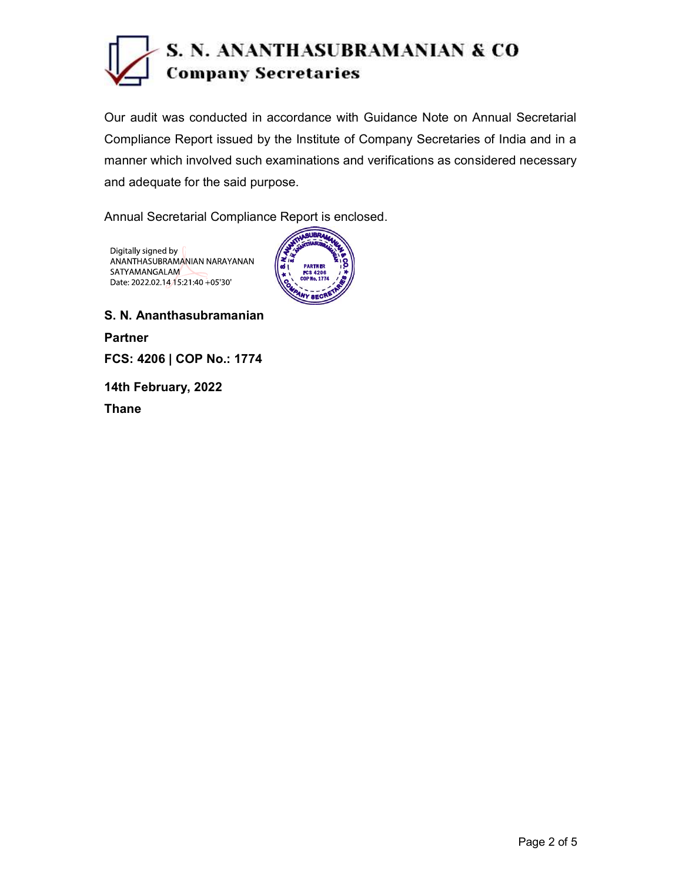# S. N. ANANTHASUBRAMANIAN & CO

**Company Secretaries**

Our audit was conducted in accordance with Guidance Note on Annual Secretarial Compliance Report issued by the Institute of Company Secretaries of India and in a manner which involved such examinations and verifications as considered necessary and adequate for the said purpose.

Annual Secretarial Compliance Report is enclosed.

Digitally signed by
ANANTHASUBRAMANIAN NARAYANAN
SATYAMANGALAM
Date: 2022.02.14 15:21:40 +05'30'

**S. N. Ananthasubramanian**

**Partner**

**FCS: 4206 | COP No.: 1774**

**14th February, 2022**

**Thane**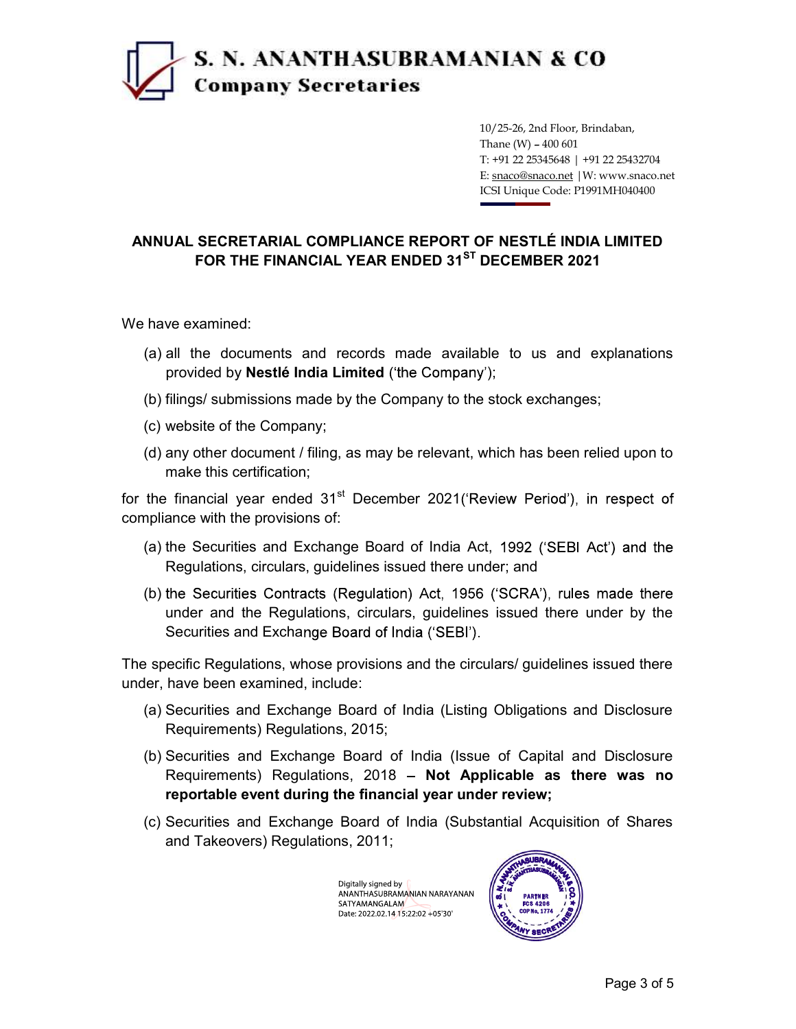# S. N. ANANTHASUBRAMANIAN & CO

**Company Secretaries**

10/25-26, 2nd Floor, Brindaban,
Thane (W) – 400 601
T: +91 22 25345648 | +91 22 25432704
E: snaco@snaco.net | W: www.snaco.net
ICSI Unique Code: P1991MH040400

## ANNUAL SECRETARIAL COMPLIANCE REPORT OF NESTLÉ INDIA LIMITED FOR THE FINANCIAL YEAR ENDED 31ST DECEMBER 2021

We have examined:

(a) all the documents and records made available to us and explanations provided by **Nestlé India Limited** ('the Company');

(b) filings/ submissions made by the Company to the stock exchanges;

(c) website of the Company;

(d) any other document / filing, as may be relevant, which has been relied upon to make this certification;

for the financial year ended 31st December 2021('Review Period'), in respect of compliance with the provisions of:

(a) the Securities and Exchange Board of India Act, 1992 ('SEBI Act') and the Regulations, circulars, guidelines issued there under; and

(b) the Securities Contracts (Regulation) Act, 1956 ('SCRA'), rules made there under and the Regulations, circulars, guidelines issued there under by the Securities and Exchange Board of India ('SEBI').

The specific Regulations, whose provisions and the circulars/ guidelines issued there under, have been examined, include:

(a) Securities and Exchange Board of India (Listing Obligations and Disclosure Requirements) Regulations, 2015;

(b) Securities and Exchange Board of India (Issue of Capital and Disclosure Requirements) Regulations, 2018 – **Not Applicable as there was no reportable event during the financial year under review;**

(c) Securities and Exchange Board of India (Substantial Acquisition of Shares and Takeovers) Regulations, 2011;

Digitally signed by ANANTHASUBRAMANIAN NARAYANAN SATYAMANGALAM
Date: 2022.02.14 15:22:02 +05'30'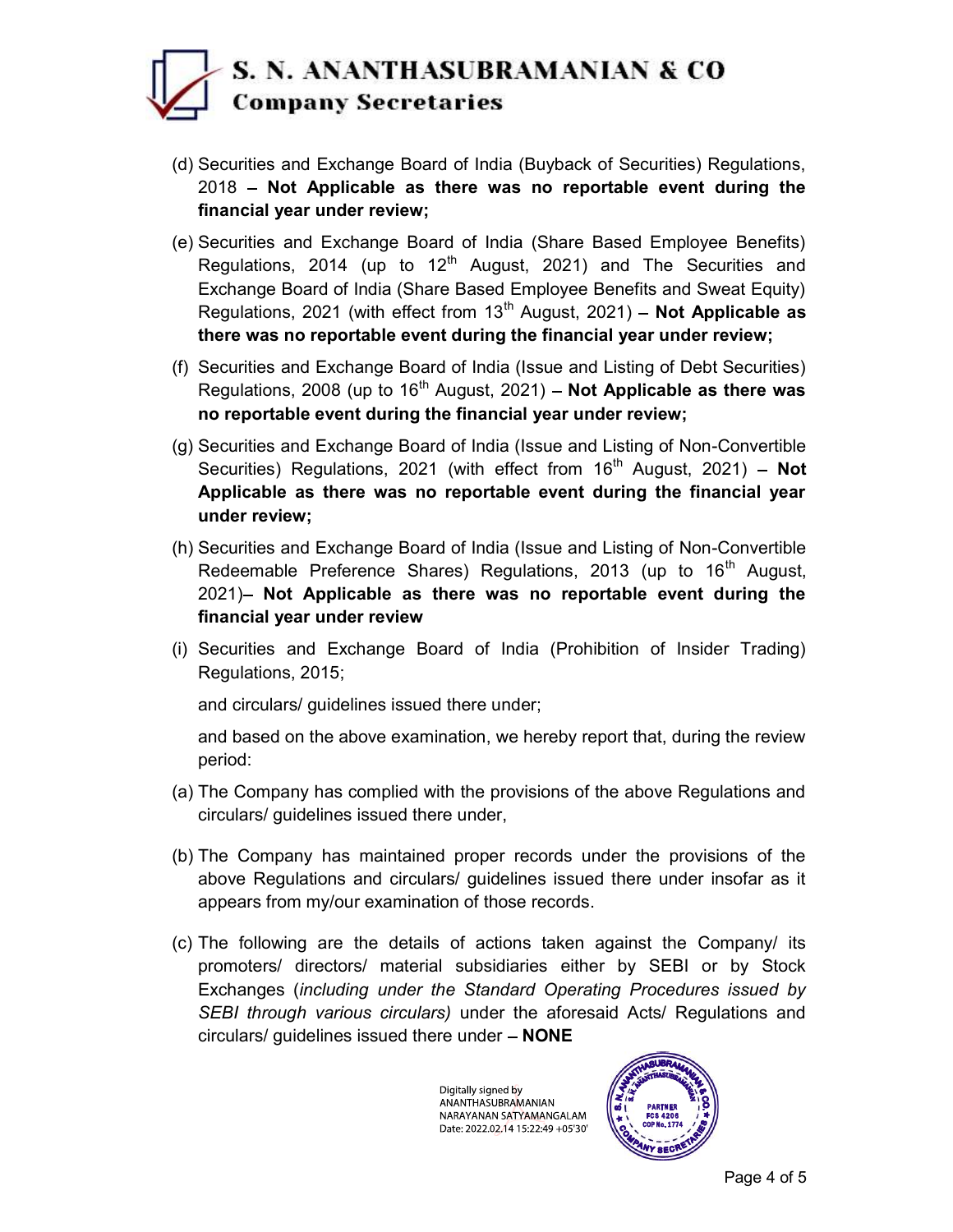(d) Securities and Exchange Board of India (Buyback of Securities) Regulations, 2018 – **Not Applicable as there was no reportable event during the financial year under review;**

(e) Securities and Exchange Board of India (Share Based Employee Benefits) Regulations, 2014 (up to 12th August, 2021) and The Securities and Exchange Board of India (Share Based Employee Benefits and Sweat Equity) Regulations, 2021 (with effect from 13th August, 2021) – **Not Applicable as there was no reportable event during the financial year under review;**

(f) Securities and Exchange Board of India (Issue and Listing of Debt Securities) Regulations, 2008 (up to 16th August, 2021) – **Not Applicable as there was no reportable event during the financial year under review;**

(g) Securities and Exchange Board of India (Issue and Listing of Non-Convertible Securities) Regulations, 2021 (with effect from 16th August, 2021) – **Not Applicable as there was no reportable event during the financial year under review;**

(h) Securities and Exchange Board of India (Issue and Listing of Non-Convertible Redeemable Preference Shares) Regulations, 2013 (up to 16th August, 2021)– **Not Applicable as there was no reportable event during the financial year under review**

(i) Securities and Exchange Board of India (Prohibition of Insider Trading) Regulations, 2015;

and circulars/ guidelines issued there under;

and based on the above examination, we hereby report that, during the review period:

(a) The Company has complied with the provisions of the above Regulations and circulars/ guidelines issued there under,

(b) The Company has maintained proper records under the provisions of the above Regulations and circulars/ guidelines issued there under insofar as it appears from my/our examination of those records.

(c) The following are the details of actions taken against the Company/ its promoters/ directors/ material subsidiaries either by SEBI or by Stock Exchanges (*including under the Standard Operating Procedures issued by SEBI through various circulars)* under the aforesaid Acts/ Regulations and circulars/ guidelines issued there under – **NONE**

Digitally signed by ANANTHASUBRAMANIAN NARAYANAN SATYAMANGALAM
Date: 2022.02.14 15:22:49 +05'30'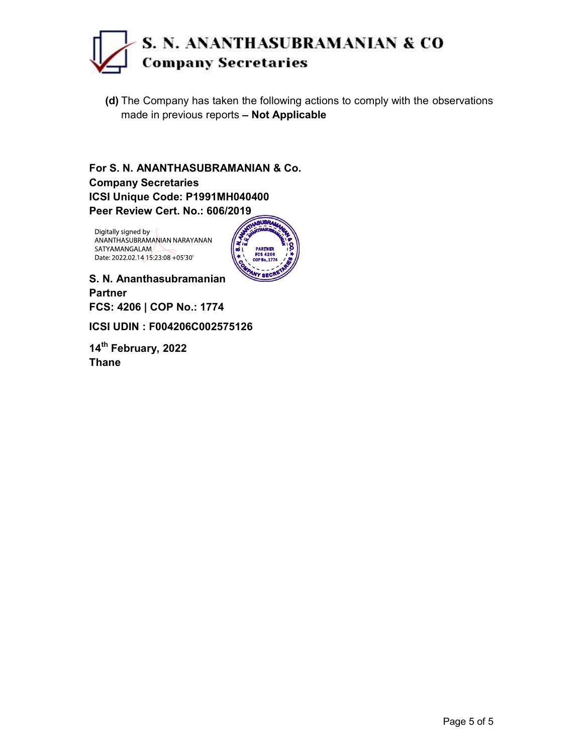**(d)** The Company has taken the following actions to comply with the observations made in previous reports **– Not Applicable**

**For S. N. ANANTHASUBRAMANIAN & Co.**
**Company Secretaries**
**ICSI Unique Code: P1991MH040400**
**Peer Review Cert. No.: 606/2019**

Digitally signed by ANANTHASUBRAMANIAN NARAYANAN SATYAMANGALAM
Date: 2022.02.14 15:23:08 +05'30'

**S. N. Ananthasubramanian**
**Partner**
**FCS: 4206 | COP No.: 1774**

**ICSI UDIN : F004206C002575126**

**14th February, 2022**
**Thane**